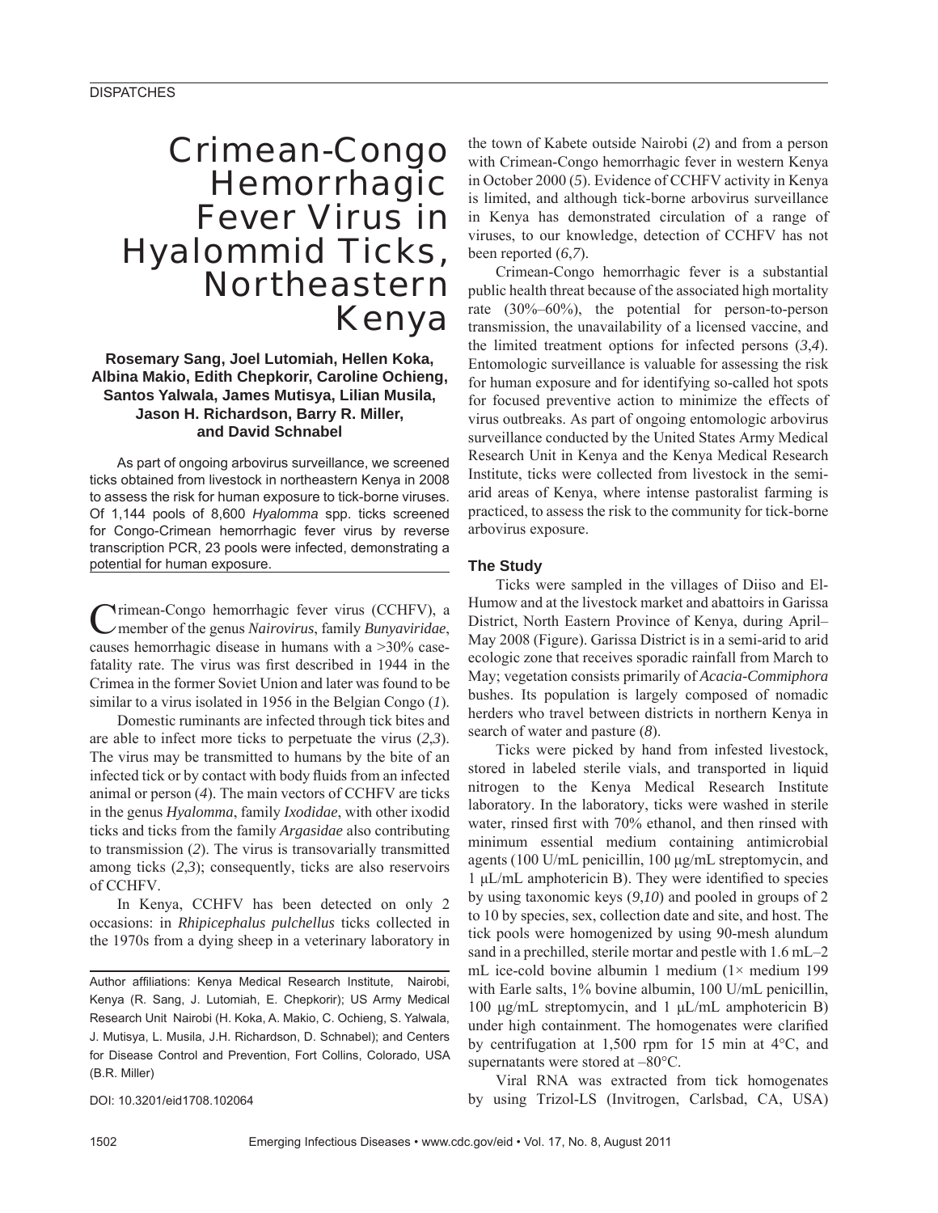DISPATCHES

# Crimean-Congo Hemorrhagic Fever Virus in Hyalommid Ticks, Northeastern Kenya

**Rosemary Sang, Joel Lutomiah, Hellen Koka, Albina Makio, Edith Chepkorir, Caroline Ochieng, Santos Yalwala, James Mutisya, Lilian Musila, Jason H. Richardson, Barry R. Miller, and David Schnabel**

As part of ongoing arbovirus surveillance, we screened ticks obtained from livestock in northeastern Kenya in 2008 to assess the risk for human exposure to tick-borne viruses. Of 1,144 pools of 8,600 *Hyalomma* spp. ticks screened for Congo-Crimean hemorrhagic fever virus by reverse transcription PCR, 23 pools were infected, demonstrating a potential for human exposure.

Crimean-Congo hemorrhagic fever virus (CCHFV), a member of the genus *Nairovirus*, family *Bunyaviridae*, causes hemorrhagic disease in humans with a >30% case-fatality rate. The virus was first described in 1944 in the Crimea in the former Soviet Union and later was found to be similar to a virus isolated in 1956 in the Belgian Congo (*1*).

Domestic ruminants are infected through tick bites and are able to infect more ticks to perpetuate the virus (*2*,*3*). The virus may be transmitted to humans by the bite of an infected tick or by contact with body fluids from an infected animal or person (*4*). The main vectors of CCHFV are ticks in the genus *Hyalomma*, family *Ixodidae*, with other ixodid ticks and ticks from the family *Argasidae* also contributing to transmission (*2*). The virus is transovarially transmitted among ticks (*2*,*3*); consequently, ticks are also reservoirs of CCHFV.

In Kenya, CCHFV has been detected on only 2 occasions: in *Rhipicephalus pulchellus* ticks collected in the 1970s from a dying sheep in a veterinary laboratory in the town of Kabete outside Nairobi (*2*) and from a person with Crimean-Congo hemorrhagic fever in western Kenya in October 2000 (*5*). Evidence of CCHFV activity in Kenya is limited, and although tick-borne arbovirus surveillance in Kenya has demonstrated circulation of a range of viruses, to our knowledge, detection of CCHFV has not been reported (*6*,*7*).

Crimean-Congo hemorrhagic fever is a substantial public health threat because of the associated high mortality rate (30%–60%), the potential for person-to-person transmission, the unavailability of a licensed vaccine, and the limited treatment options for infected persons (*3*,*4*). Entomologic surveillance is valuable for assessing the risk for human exposure and for identifying so-called hot spots for focused preventive action to minimize the effects of virus outbreaks. As part of ongoing entomologic arbovirus surveillance conducted by the United States Army Medical Research Unit in Kenya and the Kenya Medical Research Institute, ticks were collected from livestock in the semi-arid areas of Kenya, where intense pastoralist farming is practiced, to assess the risk to the community for tick-borne arbovirus exposure.

## The Study

Ticks were sampled in the villages of Diiso and El-Humow and at the livestock market and abattoirs in Garissa District, North Eastern Province of Kenya, during April–May 2008 (Figure). Garissa District is in a semi-arid to arid ecologic zone that receives sporadic rainfall from March to May; vegetation consists primarily of *Acacia-Commiphora* bushes. Its population is largely composed of nomadic herders who travel between districts in northern Kenya in search of water and pasture (*8*).

Ticks were picked by hand from infested livestock, stored in labeled sterile vials, and transported in liquid nitrogen to the Kenya Medical Research Institute laboratory. In the laboratory, ticks were washed in sterile water, rinsed first with 70% ethanol, and then rinsed with minimum essential medium containing antimicrobial agents (100 U/mL penicillin, 100 µg/mL streptomycin, and 1 µL/mL amphotericin B). They were identified to species by using taxonomic keys (*9*,*10*) and pooled in groups of 2 to 10 by species, sex, collection date and site, and host. The tick pools were homogenized by using 90-mesh alundum sand in a prechilled, sterile mortar and pestle with 1.6 mL–2 mL ice-cold bovine albumin 1 medium (1× medium 199 with Earle salts, 1% bovine albumin, 100 U/mL penicillin, 100 µg/mL streptomycin, and 1 µL/mL amphotericin B) under high containment. The homogenates were clarified by centrifugation at 1,500 rpm for 15 min at 4°C, and supernatants were stored at –80°C.

Viral RNA was extracted from tick homogenates by using Trizol-LS (Invitrogen, Carlsbad, CA, USA)

Author affiliations: Kenya Medical Research Institute, Nairobi, Kenya (R. Sang, J. Lutomiah, E. Chepkorir); US Army Medical Research Unit Nairobi (H. Koka, A. Makio, C. Ochieng, S. Yalwala, J. Mutisya, L. Musila, J.H. Richardson, D. Schnabel); and Centers for Disease Control and Prevention, Fort Collins, Colorado, USA (B.R. Miller)

DOI: 10.3201/eid1708.102064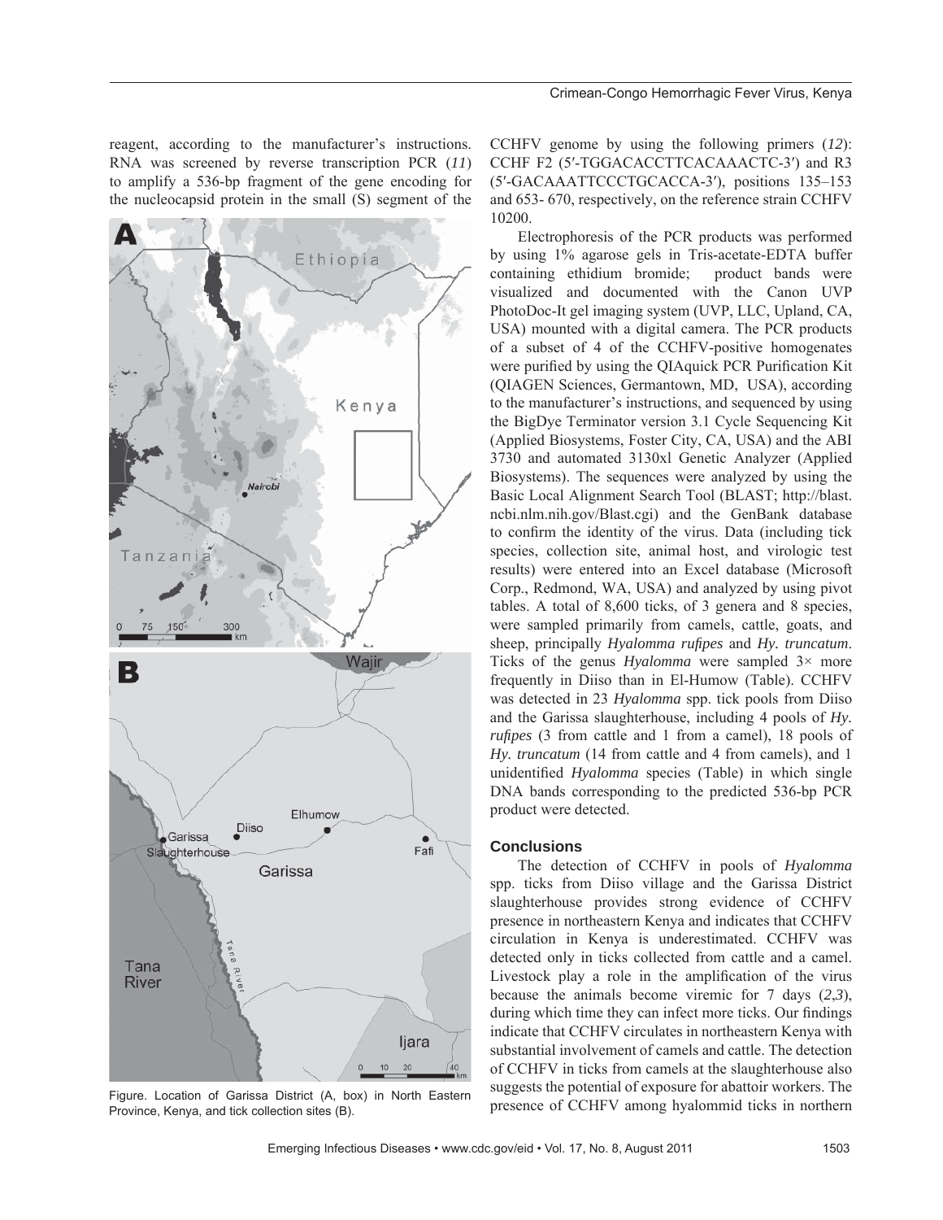reagent, according to the manufacturer's instructions. RNA was screened by reverse transcription PCR (*11*) to amplify a 536-bp fragment of the gene encoding for the nucleocapsid protein in the small (S) segment of the CCHFV genome by using the following primers (*12*): CCHF F2 (5′-TGGACACCTTCACAAACTC-3′) and R3 (5′-GACAAATTCCCTGCACCA-3′), positions 135–153 and 653- 670, respectively, on the reference strain CCHFV 10200.

Figure. Location of Garissa District (A, box) in North Eastern Province, Kenya, and tick collection sites (B).

Electrophoresis of the PCR products was performed by using 1% agarose gels in Tris-acetate-EDTA buffer containing ethidium bromide; product bands were visualized and documented with the Canon UVP PhotoDoc-It gel imaging system (UVP, LLC, Upland, CA, USA) mounted with a digital camera. The PCR products of a subset of 4 of the CCHFV-positive homogenates were purified by using the QIAquick PCR Purification Kit (QIAGEN Sciences, Germantown, MD, USA), according to the manufacturer's instructions, and sequenced by using the BigDye Terminator version 3.1 Cycle Sequencing Kit (Applied Biosystems, Foster City, CA, USA) and the ABI 3730 and automated 3130xl Genetic Analyzer (Applied Biosystems). The sequences were analyzed by using the Basic Local Alignment Search Tool (BLAST; http://blast.ncbi.nlm.nih.gov/Blast.cgi) and the GenBank database to confirm the identity of the virus. Data (including tick species, collection site, animal host, and virologic test results) were entered into an Excel database (Microsoft Corp., Redmond, WA, USA) and analyzed by using pivot tables. A total of 8,600 ticks, of 3 genera and 8 species, were sampled primarily from camels, cattle, goats, and sheep, principally *Hyalomma rufipes* and *Hy. truncatum*. Ticks of the genus *Hyalomma* were sampled 3× more frequently in Diiso than in El-Humow (Table). CCHFV was detected in 23 *Hyalomma* spp. tick pools from Diiso and the Garissa slaughterhouse, including 4 pools of *Hy. rufipes* (3 from cattle and 1 from a camel), 18 pools of *Hy. truncatum* (14 from cattle and 4 from camels), and 1 unidentified *Hyalomma* species (Table) in which single DNA bands corresponding to the predicted 536-bp PCR product were detected.

## Conclusions

The detection of CCHFV in pools of *Hyalomma* spp. ticks from Diiso village and the Garissa District slaughterhouse provides strong evidence of CCHFV presence in northeastern Kenya and indicates that CCHFV circulation in Kenya is underestimated. CCHFV was detected only in ticks collected from cattle and a camel. Livestock play a role in the amplification of the virus because the animals become viremic for 7 days (*2*,*3*), during which time they can infect more ticks. Our findings indicate that CCHFV circulates in northeastern Kenya with substantial involvement of camels and cattle. The detection of CCHFV in ticks from camels at the slaughterhouse also suggests the potential of exposure for abattoir workers. The presence of CCHFV among hyalommid ticks in northern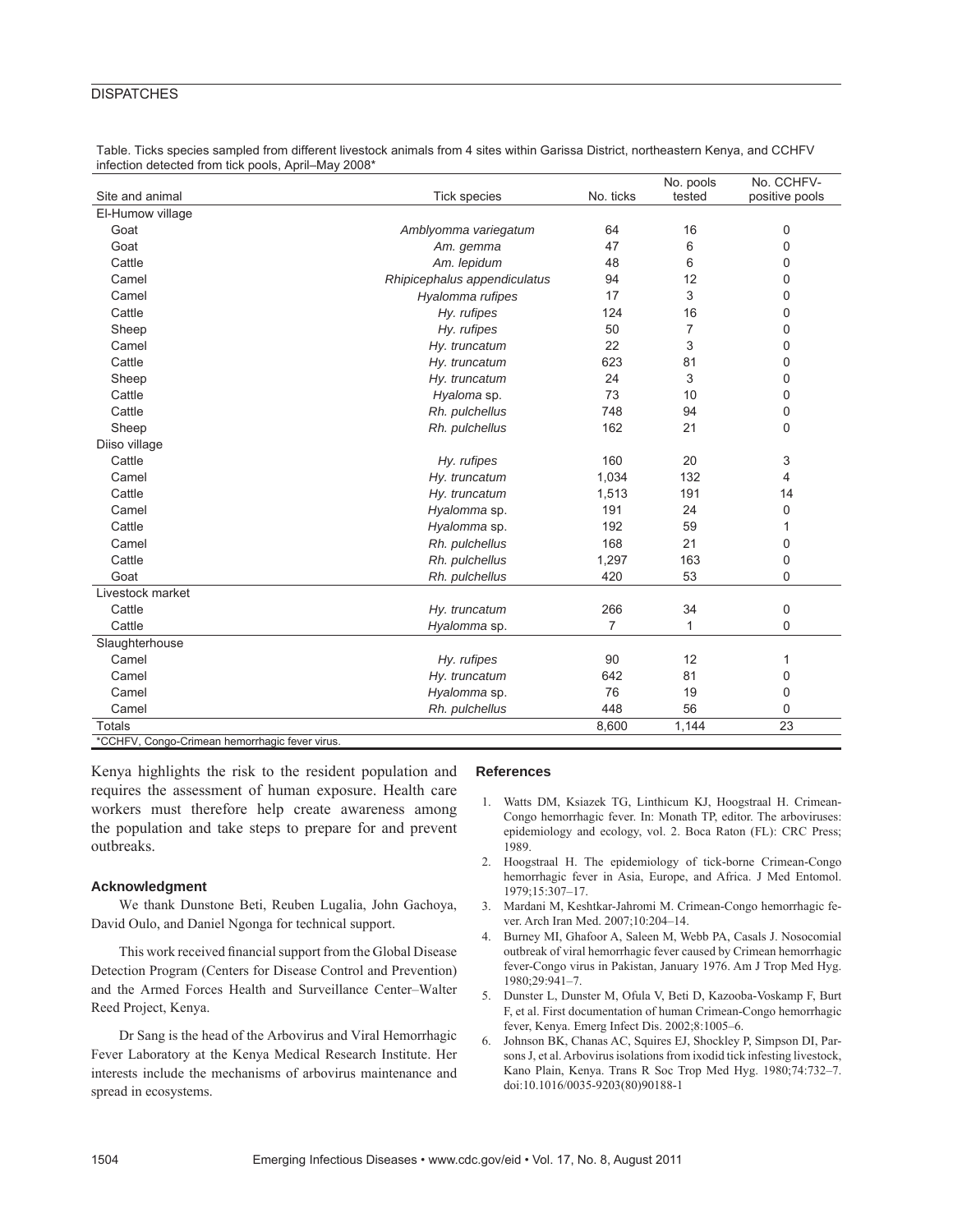Table. Ticks species sampled from different livestock animals from 4 sites within Garissa District, northeastern Kenya, and CCHFV infection detected from tick pools, April–May 2008*

| Site and animal | Tick species | No. ticks | No. pools tested | No. CCHFV-positive pools |
|---|---|---|---|---|
| El-Humow village | | | | |
| Goat | *Amblyomma variegatum* | 64 | 16 | 0 |
| Goat | *Am. gemma* | 47 | 6 | 0 |
| Cattle | *Am. lepidum* | 48 | 6 | 0 |
| Camel | *Rhipicephalus appendiculatus* | 94 | 12 | 0 |
| Camel | *Hyalomma rufipes* | 17 | 3 | 0 |
| Cattle | *Hy. rufipes* | 124 | 16 | 0 |
| Sheep | *Hy. rufipes* | 50 | 7 | 0 |
| Camel | *Hy. truncatum* | 22 | 3 | 0 |
| Cattle | *Hy. truncatum* | 623 | 81 | 0 |
| Sheep | *Hy. truncatum* | 24 | 3 | 0 |
| Cattle | *Hyaloma* sp. | 73 | 10 | 0 |
| Cattle | *Rh. pulchellus* | 748 | 94 | 0 |
| Sheep | *Rh. pulchellus* | 162 | 21 | 0 |
| Diiso village | | | | |
| Cattle | *Hy. rufipes* | 160 | 20 | 3 |
| Camel | *Hy. truncatum* | 1,034 | 132 | 4 |
| Cattle | *Hy. truncatum* | 1,513 | 191 | 14 |
| Camel | *Hyalomma* sp. | 191 | 24 | 0 |
| Cattle | *Hyalomma* sp. | 192 | 59 | 1 |
| Camel | *Rh. pulchellus* | 168 | 21 | 0 |
| Cattle | *Rh. pulchellus* | 1,297 | 163 | 0 |
| Goat | *Rh. pulchellus* | 420 | 53 | 0 |
| Livestock market | | | | |
| Cattle | *Hy. truncatum* | 266 | 34 | 0 |
| Cattle | *Hyalomma* sp. | 7 | 1 | 0 |
| Slaughterhouse | | | | |
| Camel | *Hy. rufipes* | 90 | 12 | 1 |
| Camel | *Hy. truncatum* | 642 | 81 | 0 |
| Camel | *Hyalomma* sp. | 76 | 19 | 0 |
| Camel | *Rh. pulchellus* | 448 | 56 | 0 |
| Totals | | 8,600 | 1,144 | 23 |

*CCHFV, Congo-Crimean hemorrhagic fever virus.

Kenya highlights the risk to the resident population and requires the assessment of human exposure. Health care workers must therefore help create awareness among the population and take steps to prepare for and prevent outbreaks.

### Acknowledgment

We thank Dunstone Beti, Reuben Lugalia, John Gachoya, David Oulo, and Daniel Ngonga for technical support.

This work received financial support from the Global Disease Detection Program (Centers for Disease Control and Prevention) and the Armed Forces Health and Surveillance Center–Walter Reed Project, Kenya.

Dr Sang is the head of the Arbovirus and Viral Hemorrhagic Fever Laboratory at the Kenya Medical Research Institute. Her interests include the mechanisms of arbovirus maintenance and spread in ecosystems.

### References

1. Watts DM, Ksiazek TG, Linthicum KJ, Hoogstraal H. Crimean-Congo hemorrhagic fever. In: Monath TP, editor. The arboviruses: epidemiology and ecology, vol. 2. Boca Raton (FL): CRC Press; 1989.
2. Hoogstraal H. The epidemiology of tick-borne Crimean-Congo hemorrhagic fever in Asia, Europe, and Africa. J Med Entomol. 1979;15:307–17.
3. Mardani M, Keshtkar-Jahromi M. Crimean-Congo hemorrhagic fever. Arch Iran Med. 2007;10:204–14.
4. Burney MI, Ghafoor A, Saleen M, Webb PA, Casals J. Nosocomial outbreak of viral hemorrhagic fever caused by Crimean hemorrhagic fever-Congo virus in Pakistan, January 1976. Am J Trop Med Hyg. 1980;29:941–7.
5. Dunster L, Dunster M, Ofula V, Beti D, Kazooba-Voskamp F, Burt F, et al. First documentation of human Crimean-Congo hemorrhagic fever, Kenya. Emerg Infect Dis. 2002;8:1005–6.
6. Johnson BK, Chanas AC, Squires EJ, Shockley P, Simpson DI, Parsons J, et al. Arbovirus isolations from ixodid tick infesting livestock, Kano Plain, Kenya. Trans R Soc Trop Med Hyg. 1980;74:732–7. doi:10.1016/0035-9203(80)90188-1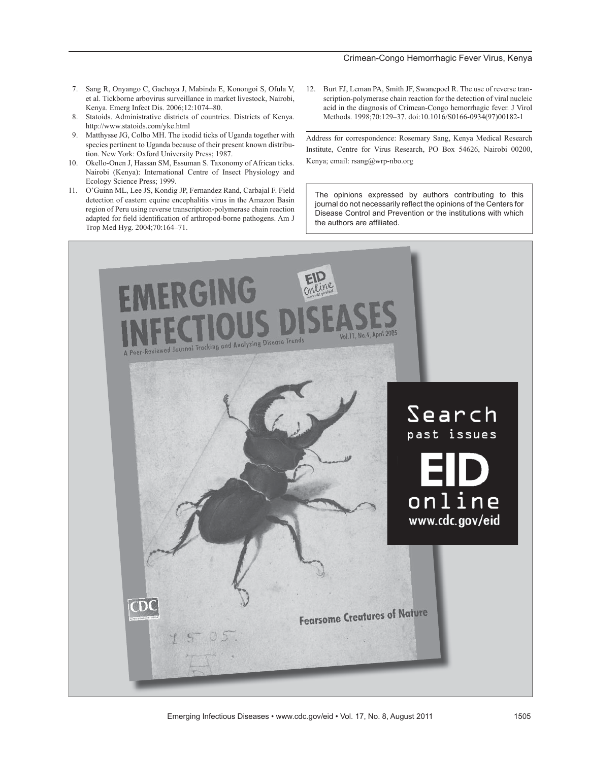7. Sang R, Onyango C, Gachoya J, Mabinda E, Konongoi S, Ofula V, et al. Tickborne arbovirus surveillance in market livestock, Nairobi, Kenya. Emerg Infect Dis. 2006;12:1074–80.
8. Statoids. Administrative districts of countries. Districts of Kenya. http://www.statoids.com/yke.html
9. Matthysse JG, Colbo MH. The ixodid ticks of Uganda together with species pertinent to Uganda because of their present known distribution. New York: Oxford University Press; 1987.
10. Okello-Onen J, Hassan SM, Essuman S. Taxonomy of African ticks. Nairobi (Kenya): International Centre of Insect Physiology and Ecology Science Press; 1999.
11. O'Guinn ML, Lee JS, Kondig JP, Fernandez Rand, Carbajal F. Field detection of eastern equine encephalitis virus in the Amazon Basin region of Peru using reverse transcription-polymerase chain reaction adapted for field identification of arthropod-borne pathogens. Am J Trop Med Hyg. 2004;70:164–71.
12. Burt FJ, Leman PA, Smith JF, Swanepoel R. The use of reverse transcription-polymerase chain reaction for the detection of viral nucleic acid in the diagnosis of Crimean-Congo hemorrhagic fever. J Virol Methods. 1998;70:129–37. doi:10.1016/S0166-0934(97)00182-1

Address for correspondence: Rosemary Sang, Kenya Medical Research Institute, Centre for Virus Research, PO Box 54626, Nairobi 00200, Kenya; email: rsang@wrp-nbo.org

The opinions expressed by authors contributing to this journal do not necessarily reflect the opinions of the Centers for Disease Control and Prevention or the institutions with which the authors are affiliated.

Search past issues EID online www.cdc.gov/eid